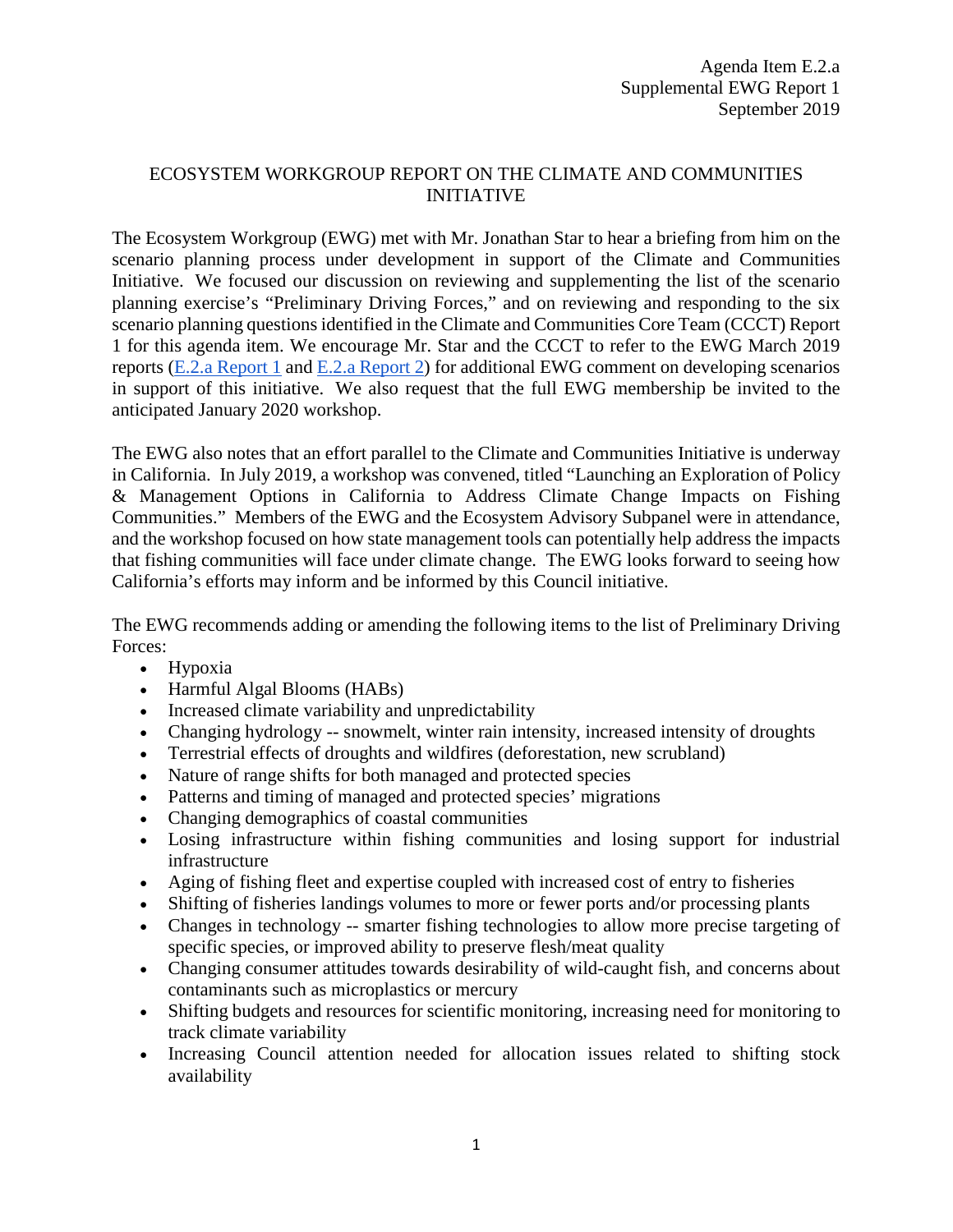Agenda Item E.2.a
Supplemental EWG Report 1
September 2019

# ECOSYSTEM WORKGROUP REPORT ON THE CLIMATE AND COMMUNITIES INITIATIVE

The Ecosystem Workgroup (EWG) met with Mr. Jonathan Star to hear a briefing from him on the scenario planning process under development in support of the Climate and Communities Initiative. We focused our discussion on reviewing and supplementing the list of the scenario planning exercise's "Preliminary Driving Forces," and on reviewing and responding to the six scenario planning questions identified in the Climate and Communities Core Team (CCCT) Report 1 for this agenda item. We encourage Mr. Star and the CCCT to refer to the EWG March 2019 reports (E.2.a Report 1 and E.2.a Report 2) for additional EWG comment on developing scenarios in support of this initiative. We also request that the full EWG membership be invited to the anticipated January 2020 workshop.

The EWG also notes that an effort parallel to the Climate and Communities Initiative is underway in California. In July 2019, a workshop was convened, titled "Launching an Exploration of Policy & Management Options in California to Address Climate Change Impacts on Fishing Communities." Members of the EWG and the Ecosystem Advisory Subpanel were in attendance, and the workshop focused on how state management tools can potentially help address the impacts that fishing communities will face under climate change. The EWG looks forward to seeing how California's efforts may inform and be informed by this Council initiative.

The EWG recommends adding or amending the following items to the list of Preliminary Driving Forces:

- Hypoxia
- Harmful Algal Blooms (HABs)
- Increased climate variability and unpredictability
- Changing hydrology -- snowmelt, winter rain intensity, increased intensity of droughts
- Terrestrial effects of droughts and wildfires (deforestation, new scrubland)
- Nature of range shifts for both managed and protected species
- Patterns and timing of managed and protected species' migrations
- Changing demographics of coastal communities
- Losing infrastructure within fishing communities and losing support for industrial infrastructure
- Aging of fishing fleet and expertise coupled with increased cost of entry to fisheries
- Shifting of fisheries landings volumes to more or fewer ports and/or processing plants
- Changes in technology -- smarter fishing technologies to allow more precise targeting of specific species, or improved ability to preserve flesh/meat quality
- Changing consumer attitudes towards desirability of wild-caught fish, and concerns about contaminants such as microplastics or mercury
- Shifting budgets and resources for scientific monitoring, increasing need for monitoring to track climate variability
- Increasing Council attention needed for allocation issues related to shifting stock availability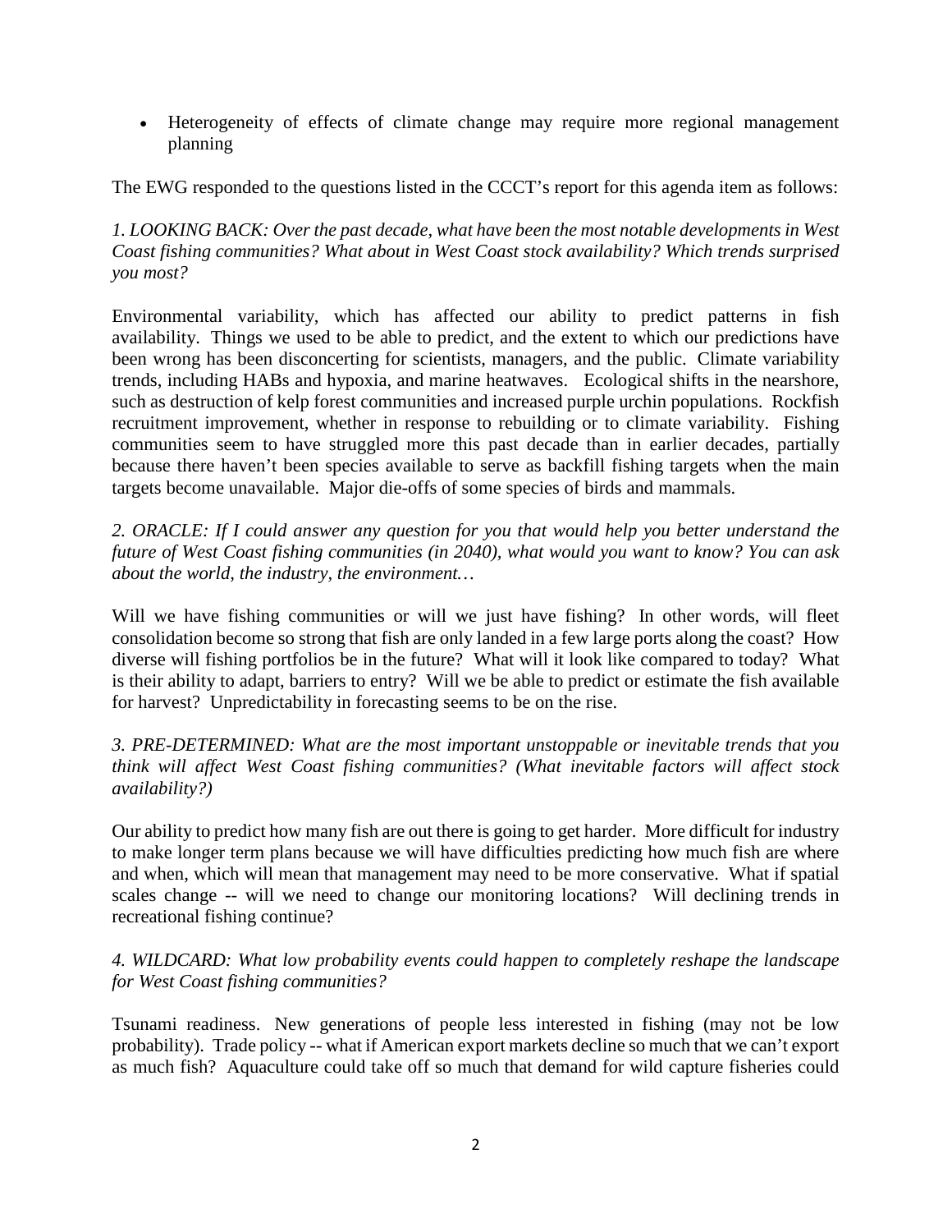- Heterogeneity of effects of climate change may require more regional management planning

The EWG responded to the questions listed in the CCCT's report for this agenda item as follows:

*1. LOOKING BACK: Over the past decade, what have been the most notable developments in West Coast fishing communities? What about in West Coast stock availability? Which trends surprised you most?*

Environmental variability, which has affected our ability to predict patterns in fish availability. Things we used to be able to predict, and the extent to which our predictions have been wrong has been disconcerting for scientists, managers, and the public. Climate variability trends, including HABs and hypoxia, and marine heatwaves. Ecological shifts in the nearshore, such as destruction of kelp forest communities and increased purple urchin populations. Rockfish recruitment improvement, whether in response to rebuilding or to climate variability. Fishing communities seem to have struggled more this past decade than in earlier decades, partially because there haven't been species available to serve as backfill fishing targets when the main targets become unavailable. Major die-offs of some species of birds and mammals.

*2. ORACLE: If I could answer any question for you that would help you better understand the future of West Coast fishing communities (in 2040), what would you want to know? You can ask about the world, the industry, the environment…*

Will we have fishing communities or will we just have fishing? In other words, will fleet consolidation become so strong that fish are only landed in a few large ports along the coast? How diverse will fishing portfolios be in the future? What will it look like compared to today? What is their ability to adapt, barriers to entry? Will we be able to predict or estimate the fish available for harvest? Unpredictability in forecasting seems to be on the rise.

*3. PRE-DETERMINED: What are the most important unstoppable or inevitable trends that you think will affect West Coast fishing communities? (What inevitable factors will affect stock availability?)*

Our ability to predict how many fish are out there is going to get harder. More difficult for industry to make longer term plans because we will have difficulties predicting how much fish are where and when, which will mean that management may need to be more conservative. What if spatial scales change -- will we need to change our monitoring locations? Will declining trends in recreational fishing continue?

*4. WILDCARD: What low probability events could happen to completely reshape the landscape for West Coast fishing communities?*

Tsunami readiness. New generations of people less interested in fishing (may not be low probability). Trade policy -- what if American export markets decline so much that we can't export as much fish? Aquaculture could take off so much that demand for wild capture fisheries could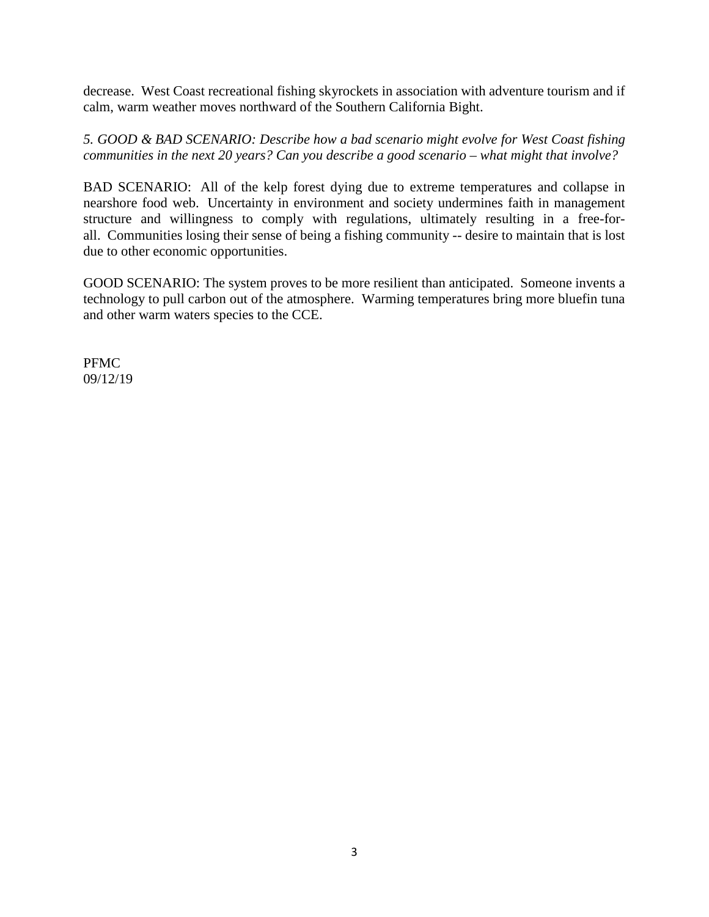decrease. West Coast recreational fishing skyrockets in association with adventure tourism and if calm, warm weather moves northward of the Southern California Bight.

*5. GOOD & BAD SCENARIO: Describe how a bad scenario might evolve for West Coast fishing communities in the next 20 years? Can you describe a good scenario – what might that involve?*

BAD SCENARIO: All of the kelp forest dying due to extreme temperatures and collapse in nearshore food web. Uncertainty in environment and society undermines faith in management structure and willingness to comply with regulations, ultimately resulting in a free-for-all. Communities losing their sense of being a fishing community -- desire to maintain that is lost due to other economic opportunities.

GOOD SCENARIO: The system proves to be more resilient than anticipated. Someone invents a technology to pull carbon out of the atmosphere. Warming temperatures bring more bluefin tuna and other warm waters species to the CCE.

PFMC
09/12/19